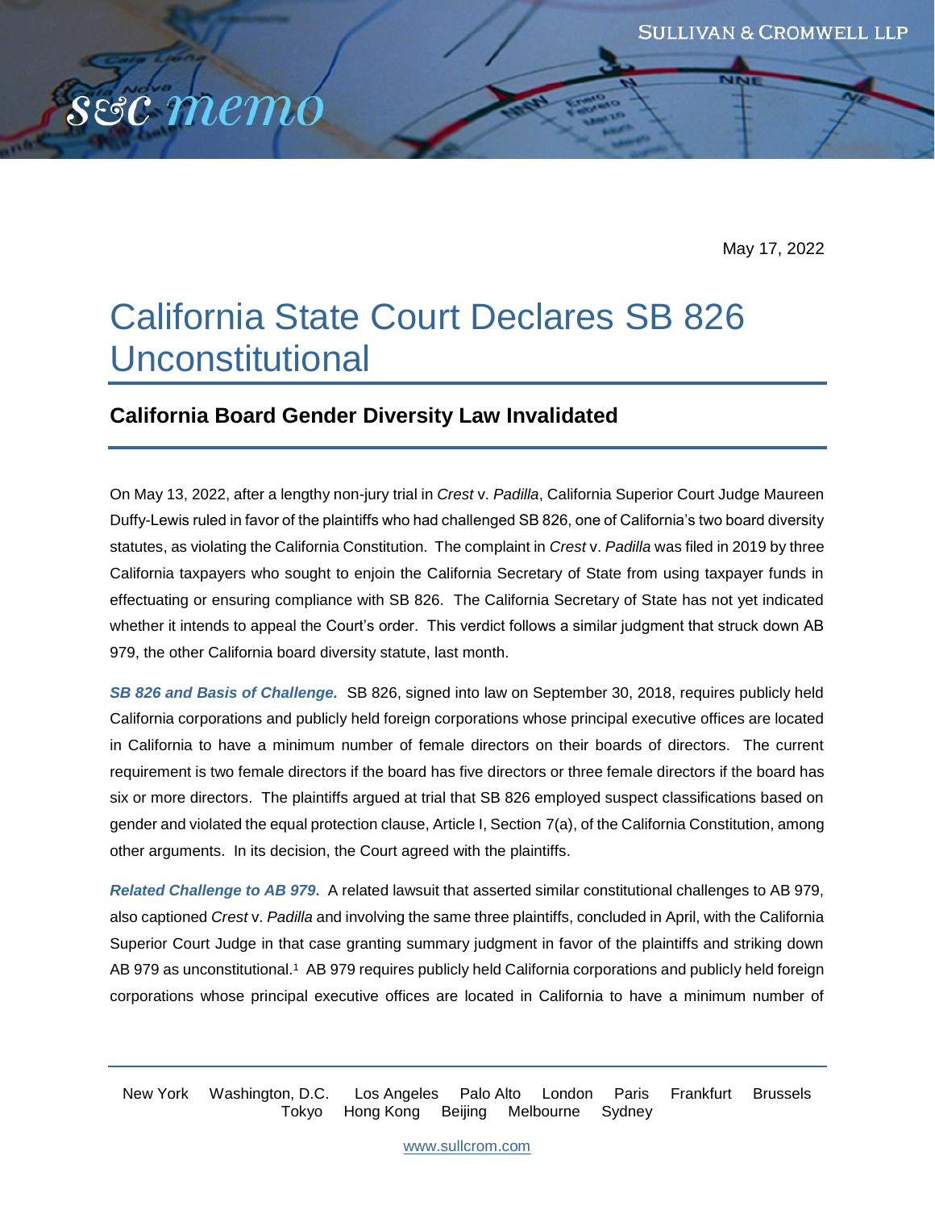May 17, 2022

# California State Court Declares SB 826 Unconstitutional

## California Board Gender Diversity Law Invalidated

On May 13, 2022, after a lengthy non-jury trial in *Crest* v. *Padilla*, California Superior Court Judge Maureen Duffy-Lewis ruled in favor of the plaintiffs who had challenged SB 826, one of California's two board diversity statutes, as violating the California Constitution. The complaint in *Crest* v. *Padilla* was filed in 2019 by three California taxpayers who sought to enjoin the California Secretary of State from using taxpayer funds in effectuating or ensuring compliance with SB 826. The California Secretary of State has not yet indicated whether it intends to appeal the Court's order. This verdict follows a similar judgment that struck down AB 979, the other California board diversity statute, last month.

***SB 826 and Basis of Challenge.*** SB 826, signed into law on September 30, 2018, requires publicly held California corporations and publicly held foreign corporations whose principal executive offices are located in California to have a minimum number of female directors on their boards of directors. The current requirement is two female directors if the board has five directors or three female directors if the board has six or more directors. The plaintiffs argued at trial that SB 826 employed suspect classifications based on gender and violated the equal protection clause, Article I, Section 7(a), of the California Constitution, among other arguments. In its decision, the Court agreed with the plaintiffs.

***Related Challenge to AB 979*****.** A related lawsuit that asserted similar constitutional challenges to AB 979, also captioned *Crest* v. *Padilla* and involving the same three plaintiffs, concluded in April, with the California Superior Court Judge in that case granting summary judgment in favor of the plaintiffs and striking down AB 979 as unconstitutional.[1] AB 979 requires publicly held California corporations and publicly held foreign corporations whose principal executive offices are located in California to have a minimum number of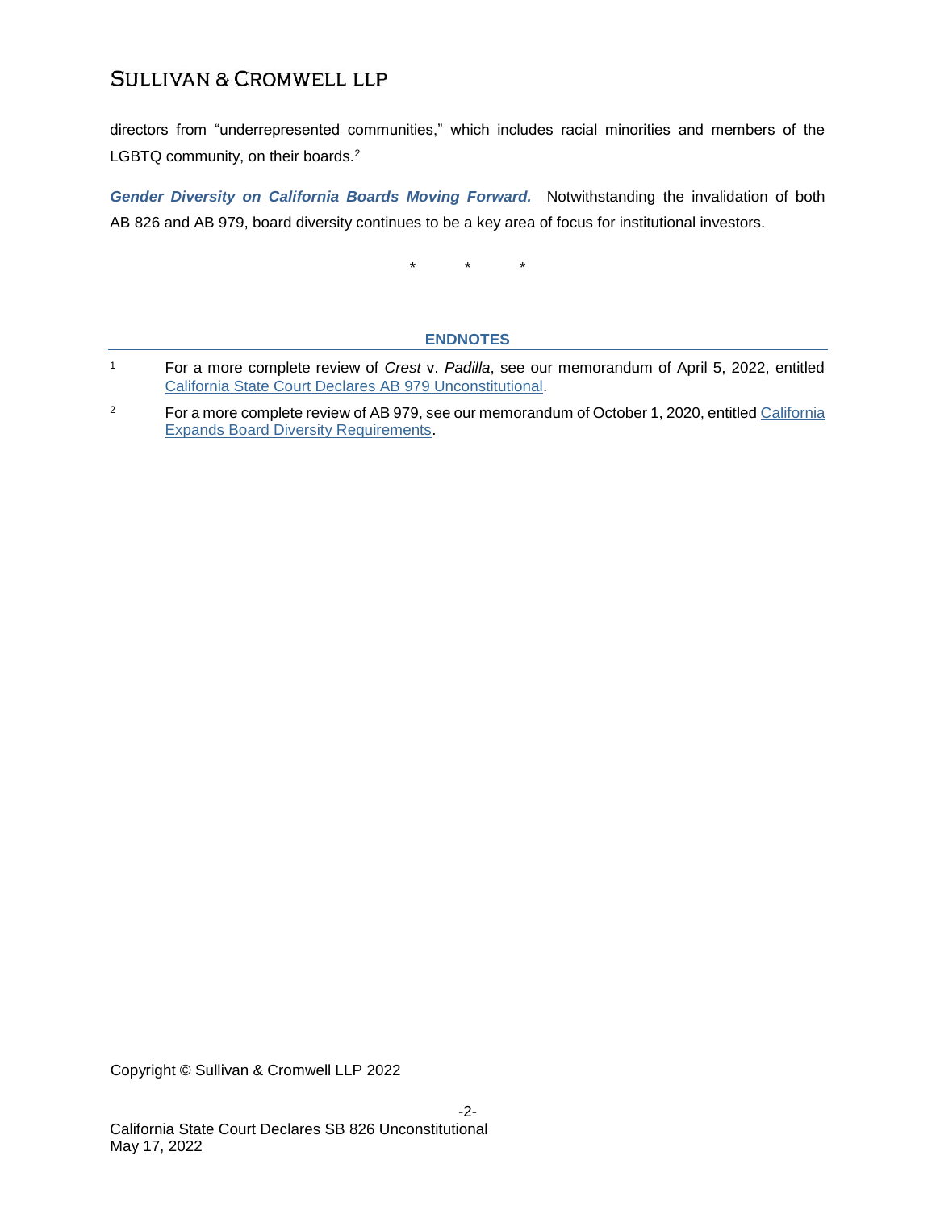directors from "underrepresented communities," which includes racial minorities and members of the LGBTQ community, on their boards.[2]

***Gender Diversity on California Boards Moving Forward.*** Notwithstanding the invalidation of both AB 826 and AB 979, board diversity continues to be a key area of focus for institutional investors.

\* \* \*

## ENDNOTES

1. For a more complete review of *Crest* v. *Padilla*, see our memorandum of April 5, 2022, entitled California State Court Declares AB 979 Unconstitutional.

2. For a more complete review of AB 979, see our memorandum of October 1, 2020, entitled California Expands Board Diversity Requirements.

Copyright © Sullivan & Cromwell LLP 2022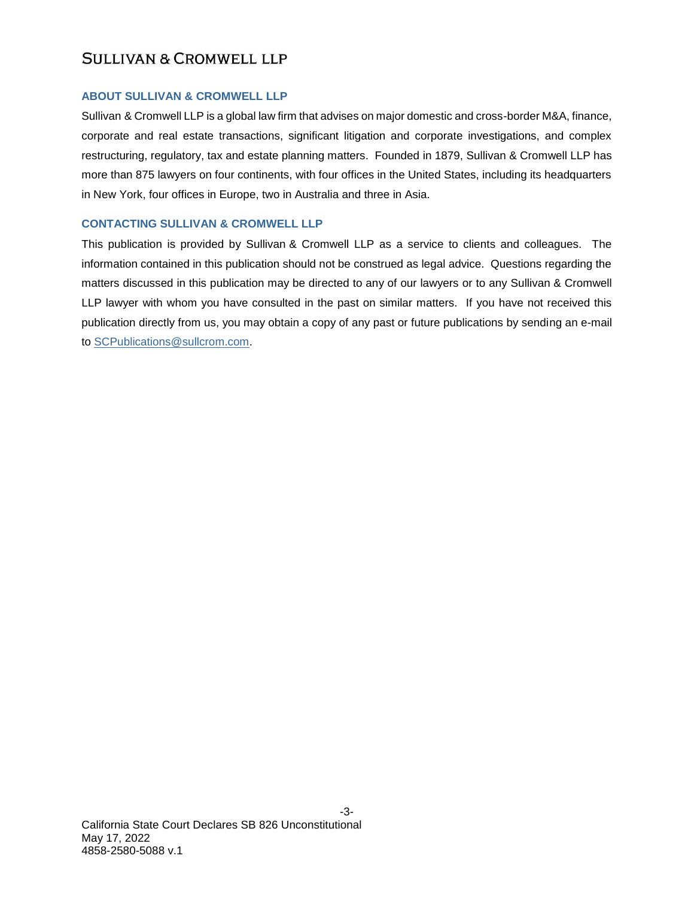## ABOUT SULLIVAN & CROMWELL LLP

Sullivan & Cromwell LLP is a global law firm that advises on major domestic and cross-border M&A, finance, corporate and real estate transactions, significant litigation and corporate investigations, and complex restructuring, regulatory, tax and estate planning matters. Founded in 1879, Sullivan & Cromwell LLP has more than 875 lawyers on four continents, with four offices in the United States, including its headquarters in New York, four offices in Europe, two in Australia and three in Asia.

## CONTACTING SULLIVAN & CROMWELL LLP

This publication is provided by Sullivan & Cromwell LLP as a service to clients and colleagues. The information contained in this publication should not be construed as legal advice. Questions regarding the matters discussed in this publication may be directed to any of our lawyers or to any Sullivan & Cromwell LLP lawyer with whom you have consulted in the past on similar matters. If you have not received this publication directly from us, you may obtain a copy of any past or future publications by sending an e-mail to SCPublications@sullcrom.com.